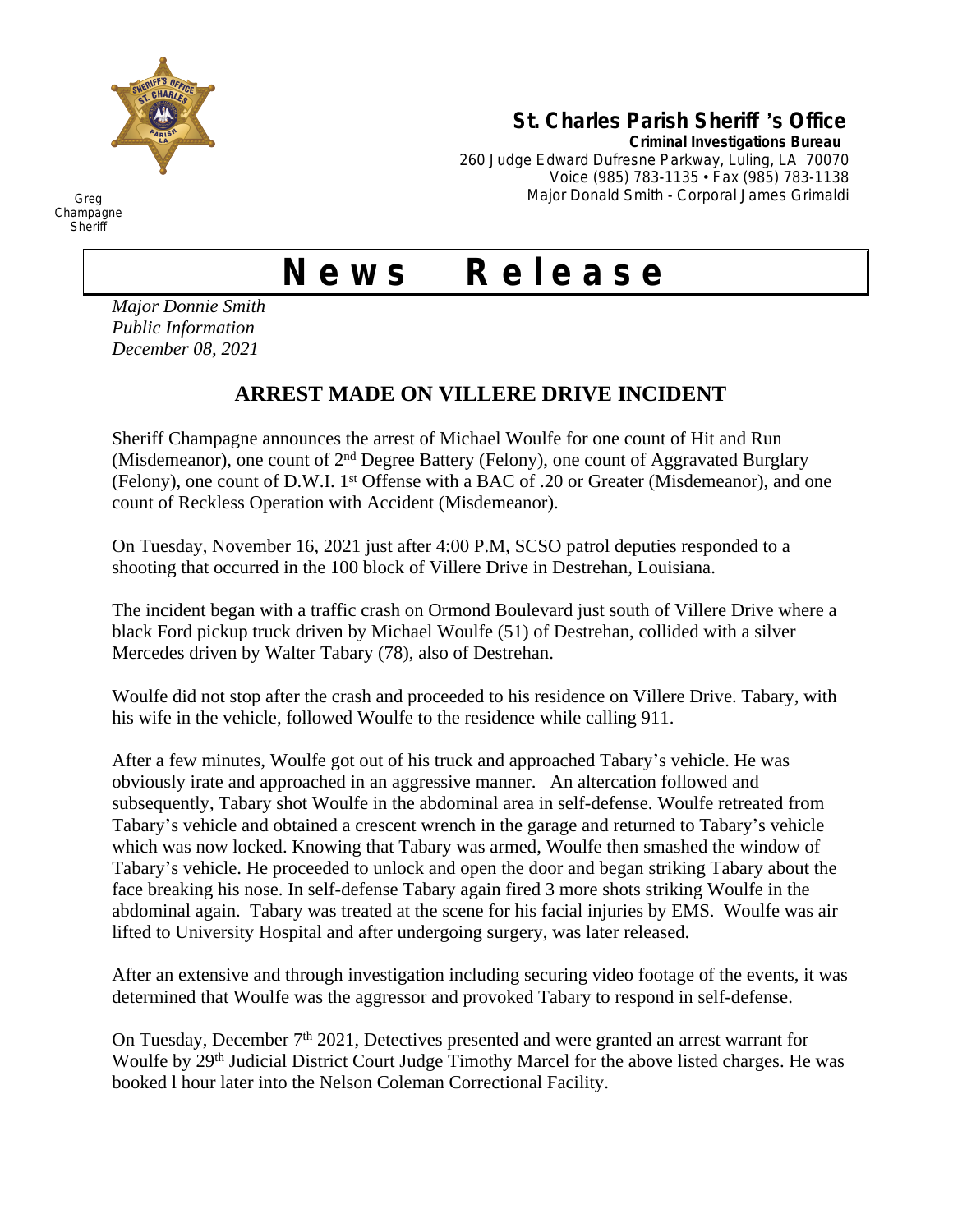Greg Champagne
Sheriff

**St. Charles Parish Sheriff 's Office**
**Criminal Investigations Bureau**
260 Judge Edward Dufresne Parkway, Luling, LA 70070
Voice (985) 783-1135 • Fax (985) 783-1138
Major Donald Smith - Corporal James Grimaldi

# News Release

*Major Donnie Smith*
*Public Information*
*December 08, 2021*

## ARREST MADE ON VILLERE DRIVE INCIDENT

Sheriff Champagne announces the arrest of Michael Woulfe for one count of Hit and Run (Misdemeanor), one count of 2nd Degree Battery (Felony), one count of Aggravated Burglary (Felony), one count of D.W.I. 1st Offense with a BAC of .20 or Greater (Misdemeanor), and one count of Reckless Operation with Accident (Misdemeanor).

On Tuesday, November 16, 2021 just after 4:00 P.M, SCSO patrol deputies responded to a shooting that occurred in the 100 block of Villere Drive in Destrehan, Louisiana.

The incident began with a traffic crash on Ormond Boulevard just south of Villere Drive where a black Ford pickup truck driven by Michael Woulfe (51) of Destrehan, collided with a silver Mercedes driven by Walter Tabary (78), also of Destrehan.

Woulfe did not stop after the crash and proceeded to his residence on Villere Drive. Tabary, with his wife in the vehicle, followed Woulfe to the residence while calling 911.

After a few minutes, Woulfe got out of his truck and approached Tabary's vehicle. He was obviously irate and approached in an aggressive manner. An altercation followed and subsequently, Tabary shot Woulfe in the abdominal area in self-defense. Woulfe retreated from Tabary's vehicle and obtained a crescent wrench in the garage and returned to Tabary's vehicle which was now locked. Knowing that Tabary was armed, Woulfe then smashed the window of Tabary's vehicle. He proceeded to unlock and open the door and began striking Tabary about the face breaking his nose. In self-defense Tabary again fired 3 more shots striking Woulfe in the abdominal again. Tabary was treated at the scene for his facial injuries by EMS. Woulfe was air lifted to University Hospital and after undergoing surgery, was later released.

After an extensive and through investigation including securing video footage of the events, it was determined that Woulfe was the aggressor and provoked Tabary to respond in self-defense.

On Tuesday, December 7th 2021, Detectives presented and were granted an arrest warrant for Woulfe by 29th Judicial District Court Judge Timothy Marcel for the above listed charges. He was booked l hour later into the Nelson Coleman Correctional Facility.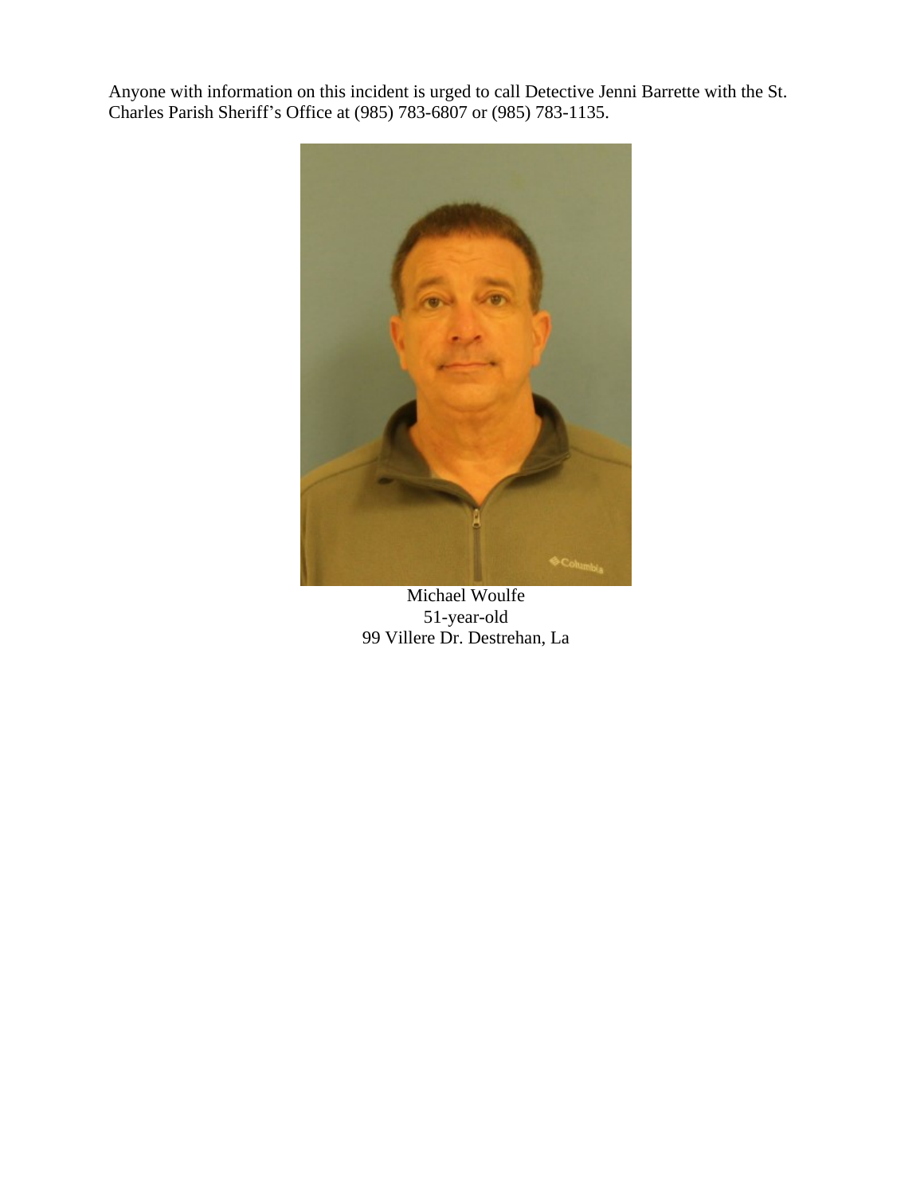Anyone with information on this incident is urged to call Detective Jenni Barrette with the St. Charles Parish Sheriff's Office at (985) 783-6807 or (985) 783-1135.

Michael Woulfe
51-year-old
99 Villere Dr. Destrehan, La